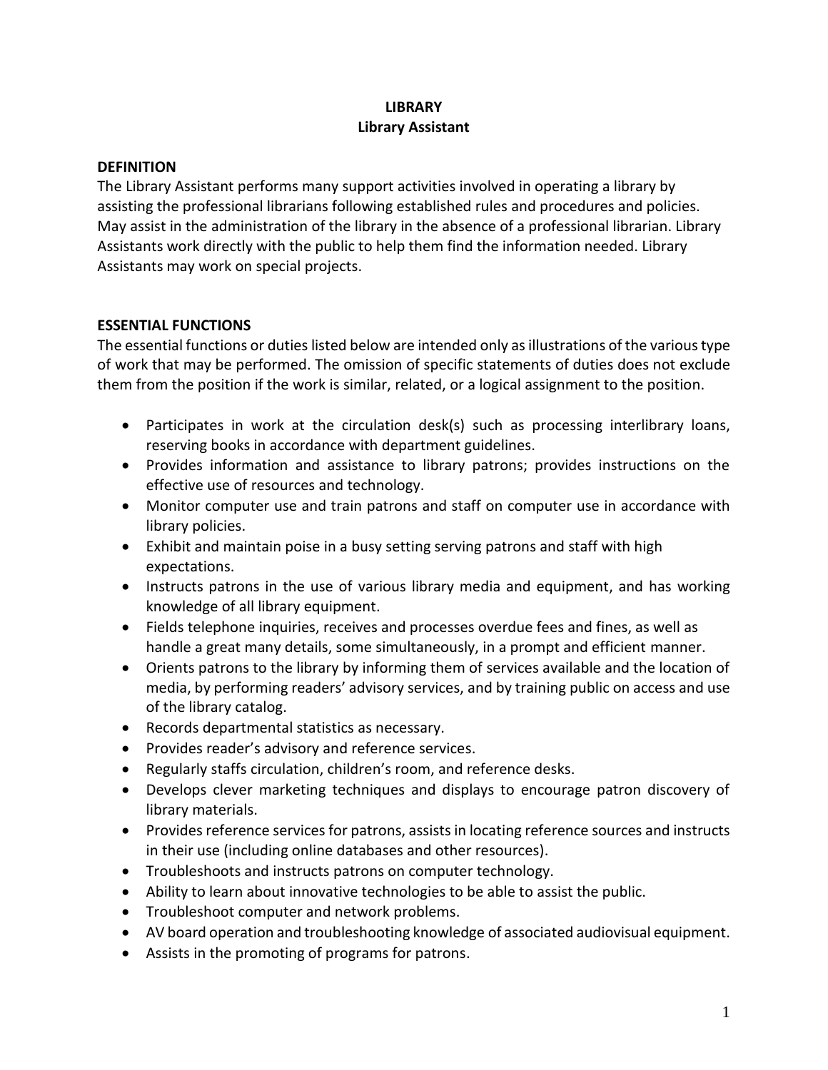# LIBRARY
## Library Assistant

### DEFINITION

The Library Assistant performs many support activities involved in operating a library by assisting the professional librarians following established rules and procedures and policies. May assist in the administration of the library in the absence of a professional librarian. Library Assistants work directly with the public to help them find the information needed. Library Assistants may work on special projects.

### ESSENTIAL FUNCTIONS

The essential functions or duties listed below are intended only as illustrations of the various type of work that may be performed. The omission of specific statements of duties does not exclude them from the position if the work is similar, related, or a logical assignment to the position.

- Participates in work at the circulation desk(s) such as processing interlibrary loans, reserving books in accordance with department guidelines.
- Provides information and assistance to library patrons; provides instructions on the effective use of resources and technology.
- Monitor computer use and train patrons and staff on computer use in accordance with library policies.
- Exhibit and maintain poise in a busy setting serving patrons and staff with high expectations.
- Instructs patrons in the use of various library media and equipment, and has working knowledge of all library equipment.
- Fields telephone inquiries, receives and processes overdue fees and fines, as well as handle a great many details, some simultaneously, in a prompt and efficient manner.
- Orients patrons to the library by informing them of services available and the location of media, by performing readers' advisory services, and by training public on access and use of the library catalog.
- Records departmental statistics as necessary.
- Provides reader's advisory and reference services.
- Regularly staffs circulation, children's room, and reference desks.
- Develops clever marketing techniques and displays to encourage patron discovery of library materials.
- Provides reference services for patrons, assists in locating reference sources and instructs in their use (including online databases and other resources).
- Troubleshoots and instructs patrons on computer technology.
- Ability to learn about innovative technologies to be able to assist the public.
- Troubleshoot computer and network problems.
- AV board operation and troubleshooting knowledge of associated audiovisual equipment.
- Assists in the promoting of programs for patrons.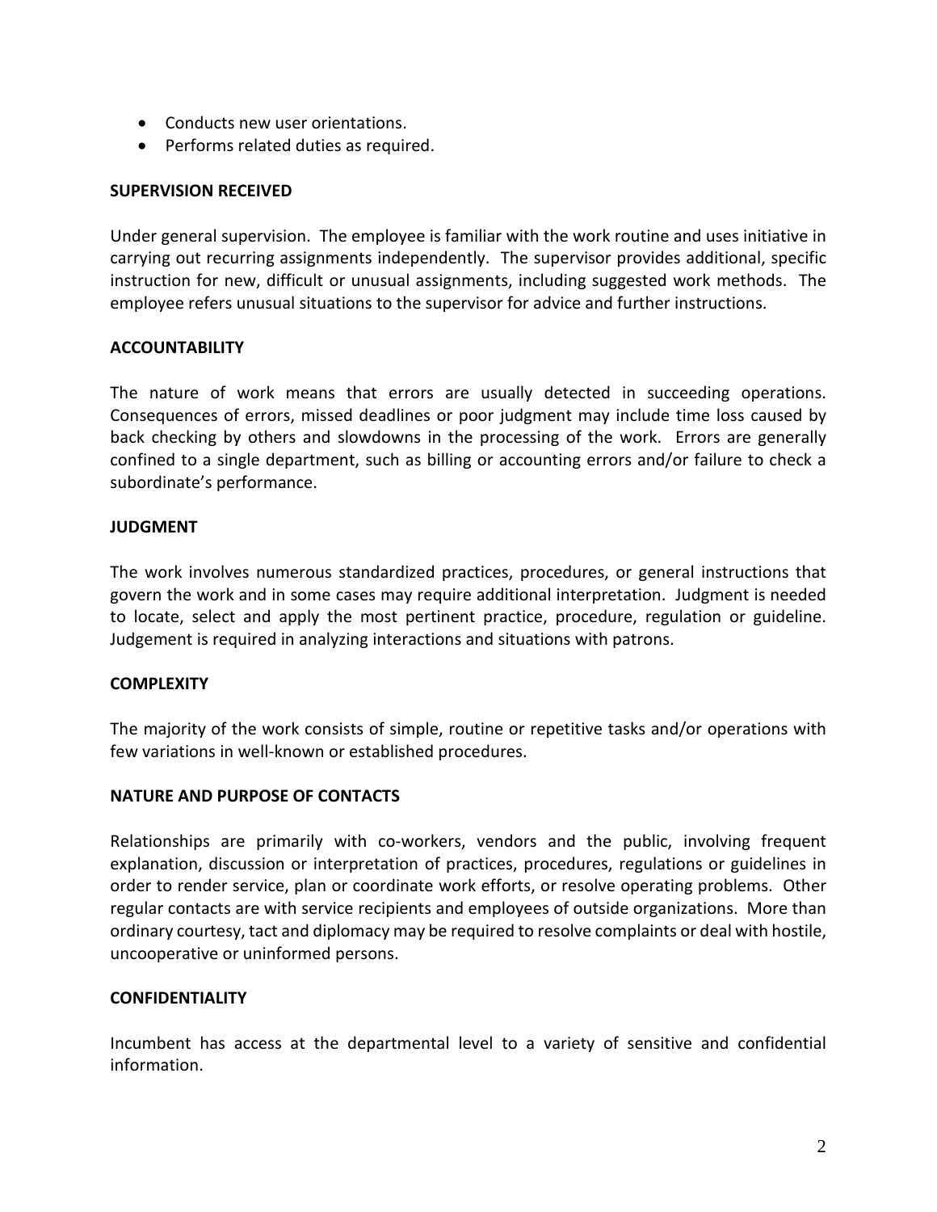- Conducts new user orientations.
- Performs related duties as required.

**SUPERVISION RECEIVED**

Under general supervision. The employee is familiar with the work routine and uses initiative in carrying out recurring assignments independently. The supervisor provides additional, specific instruction for new, difficult or unusual assignments, including suggested work methods. The employee refers unusual situations to the supervisor for advice and further instructions.

**ACCOUNTABILITY**

The nature of work means that errors are usually detected in succeeding operations. Consequences of errors, missed deadlines or poor judgment may include time loss caused by back checking by others and slowdowns in the processing of the work. Errors are generally confined to a single department, such as billing or accounting errors and/or failure to check a subordinate's performance.

**JUDGMENT**

The work involves numerous standardized practices, procedures, or general instructions that govern the work and in some cases may require additional interpretation. Judgment is needed to locate, select and apply the most pertinent practice, procedure, regulation or guideline. Judgement is required in analyzing interactions and situations with patrons.

**COMPLEXITY**

The majority of the work consists of simple, routine or repetitive tasks and/or operations with few variations in well-known or established procedures.

**NATURE AND PURPOSE OF CONTACTS**

Relationships are primarily with co-workers, vendors and the public, involving frequent explanation, discussion or interpretation of practices, procedures, regulations or guidelines in order to render service, plan or coordinate work efforts, or resolve operating problems. Other regular contacts are with service recipients and employees of outside organizations. More than ordinary courtesy, tact and diplomacy may be required to resolve complaints or deal with hostile, uncooperative or uninformed persons.

**CONFIDENTIALITY**

Incumbent has access at the departmental level to a variety of sensitive and confidential information.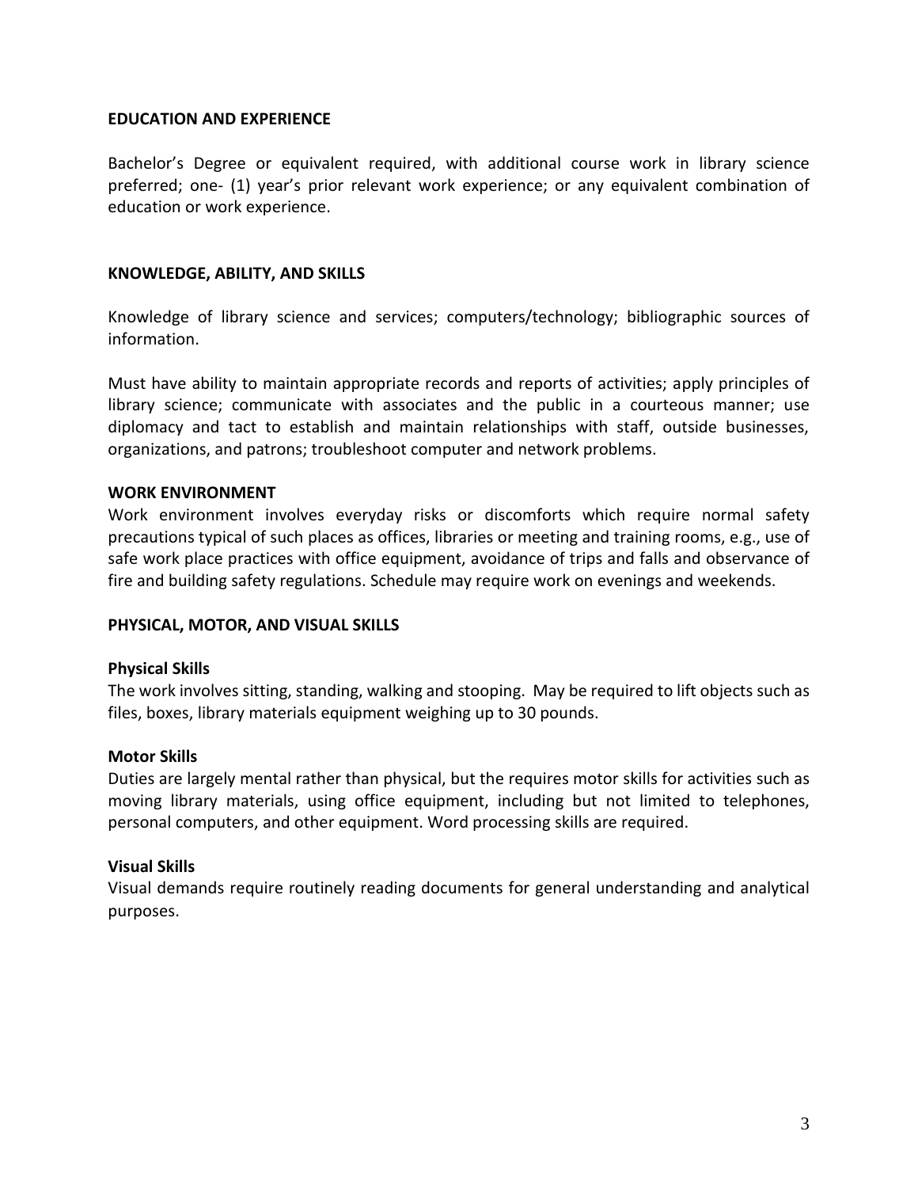## EDUCATION AND EXPERIENCE

Bachelor's Degree or equivalent required, with additional course work in library science preferred; one- (1) year's prior relevant work experience; or any equivalent combination of education or work experience.

## KNOWLEDGE, ABILITY, AND SKILLS

Knowledge of library science and services; computers/technology; bibliographic sources of information.

Must have ability to maintain appropriate records and reports of activities; apply principles of library science; communicate with associates and the public in a courteous manner; use diplomacy and tact to establish and maintain relationships with staff, outside businesses, organizations, and patrons; troubleshoot computer and network problems.

## WORK ENVIRONMENT

Work environment involves everyday risks or discomforts which require normal safety precautions typical of such places as offices, libraries or meeting and training rooms, e.g., use of safe work place practices with office equipment, avoidance of trips and falls and observance of fire and building safety regulations. Schedule may require work on evenings and weekends.

## PHYSICAL, MOTOR, AND VISUAL SKILLS

### Physical Skills

The work involves sitting, standing, walking and stooping. May be required to lift objects such as files, boxes, library materials equipment weighing up to 30 pounds.

### Motor Skills

Duties are largely mental rather than physical, but the requires motor skills for activities such as moving library materials, using office equipment, including but not limited to telephones, personal computers, and other equipment. Word processing skills are required.

### Visual Skills

Visual demands require routinely reading documents for general understanding and analytical purposes.